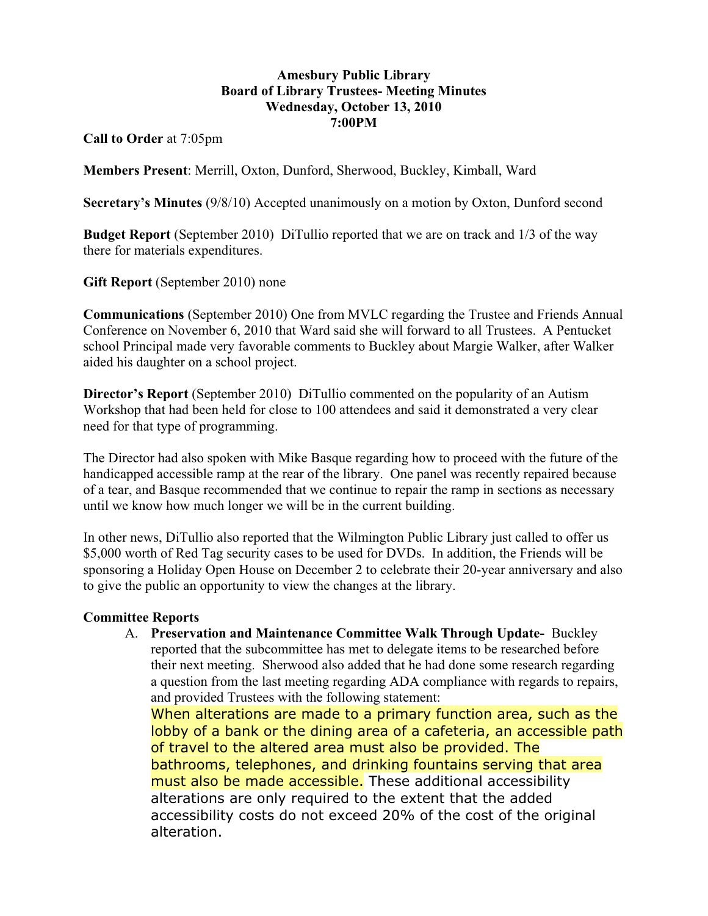**Amesbury Public Library**
**Board of Library Trustees- Meeting Minutes**
**Wednesday, October 13, 2010**
**7:00PM**

**Call to Order** at 7:05pm

**Members Present**: Merrill, Oxton, Dunford, Sherwood, Buckley, Kimball, Ward

**Secretary's Minutes** (9/8/10) Accepted unanimously on a motion by Oxton, Dunford second

**Budget Report** (September 2010) DiTullio reported that we are on track and 1/3 of the way there for materials expenditures.

**Gift Report** (September 2010) none

**Communications** (September 2010) One from MVLC regarding the Trustee and Friends Annual Conference on November 6, 2010 that Ward said she will forward to all Trustees. A Pentucket school Principal made very favorable comments to Buckley about Margie Walker, after Walker aided his daughter on a school project.

**Director's Report** (September 2010) DiTullio commented on the popularity of an Autism Workshop that had been held for close to 100 attendees and said it demonstrated a very clear need for that type of programming.

The Director had also spoken with Mike Basque regarding how to proceed with the future of the handicapped accessible ramp at the rear of the library. One panel was recently repaired because of a tear, and Basque recommended that we continue to repair the ramp in sections as necessary until we know how much longer we will be in the current building.

In other news, DiTullio also reported that the Wilmington Public Library just called to offer us $5,000 worth of Red Tag security cases to be used for DVDs. In addition, the Friends will be sponsoring a Holiday Open House on December 2 to celebrate their 20-year anniversary and also to give the public an opportunity to view the changes at the library.

**Committee Reports**

A. **Preservation and Maintenance Committee Walk Through Update-** Buckley reported that the subcommittee has met to delegate items to be researched before their next meeting. Sherwood also added that he had done some research regarding a question from the last meeting regarding ADA compliance with regards to repairs, and provided Trustees with the following statement:
When alterations are made to a primary function area, such as the lobby of a bank or the dining area of a cafeteria, an accessible path of travel to the altered area must also be provided. The bathrooms, telephones, and drinking fountains serving that area must also be made accessible. These additional accessibility alterations are only required to the extent that the added accessibility costs do not exceed 20% of the cost of the original alteration.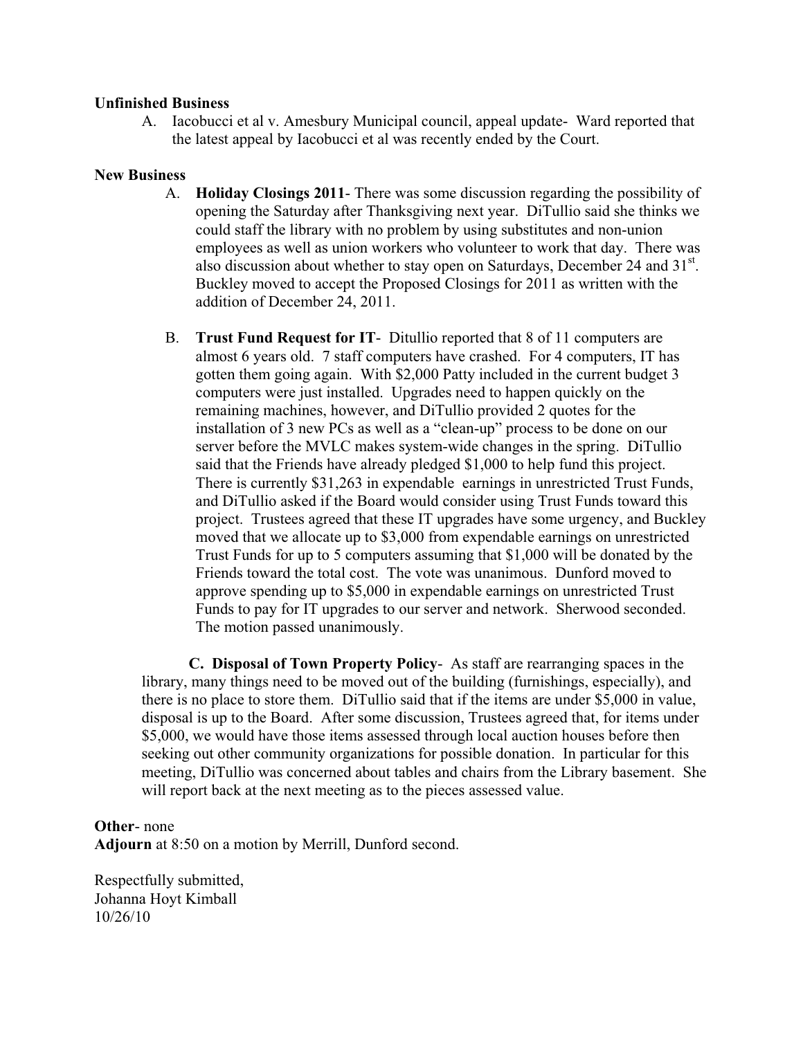**Unfinished Business**

A. Iacobucci et al v. Amesbury Municipal council, appeal update- Ward reported that the latest appeal by Iacobucci et al was recently ended by the Court.

**New Business**

A. **Holiday Closings 2011**- There was some discussion regarding the possibility of opening the Saturday after Thanksgiving next year. DiTullio said she thinks we could staff the library with no problem by using substitutes and non-union employees as well as union workers who volunteer to work that day. There was also discussion about whether to stay open on Saturdays, December 24 and 31st. Buckley moved to accept the Proposed Closings for 2011 as written with the addition of December 24, 2011.

B. **Trust Fund Request for IT**- Ditullio reported that 8 of 11 computers are almost 6 years old. 7 staff computers have crashed. For 4 computers, IT has gotten them going again. With $2,000 Patty included in the current budget 3 computers were just installed. Upgrades need to happen quickly on the remaining machines, however, and DiTullio provided 2 quotes for the installation of 3 new PCs as well as a "clean-up" process to be done on our server before the MVLC makes system-wide changes in the spring. DiTullio said that the Friends have already pledged $1,000 to help fund this project. There is currently $31,263 in expendable earnings in unrestricted Trust Funds, and DiTullio asked if the Board would consider using Trust Funds toward this project. Trustees agreed that these IT upgrades have some urgency, and Buckley moved that we allocate up to $3,000 from expendable earnings on unrestricted Trust Funds for up to 5 computers assuming that $1,000 will be donated by the Friends toward the total cost. The vote was unanimous. Dunford moved to approve spending up to $5,000 in expendable earnings on unrestricted Trust Funds to pay for IT upgrades to our server and network. Sherwood seconded. The motion passed unanimously.

C. **Disposal of Town Property Policy**- As staff are rearranging spaces in the library, many things need to be moved out of the building (furnishings, especially), and there is no place to store them. DiTullio said that if the items are under $5,000 in value, disposal is up to the Board. After some discussion, Trustees agreed that, for items under $5,000, we would have those items assessed through local auction houses before then seeking out other community organizations for possible donation. In particular for this meeting, DiTullio was concerned about tables and chairs from the Library basement. She will report back at the next meeting as to the pieces assessed value.

**Other**- none

**Adjourn** at 8:50 on a motion by Merrill, Dunford second.

Respectfully submitted,
Johanna Hoyt Kimball
10/26/10